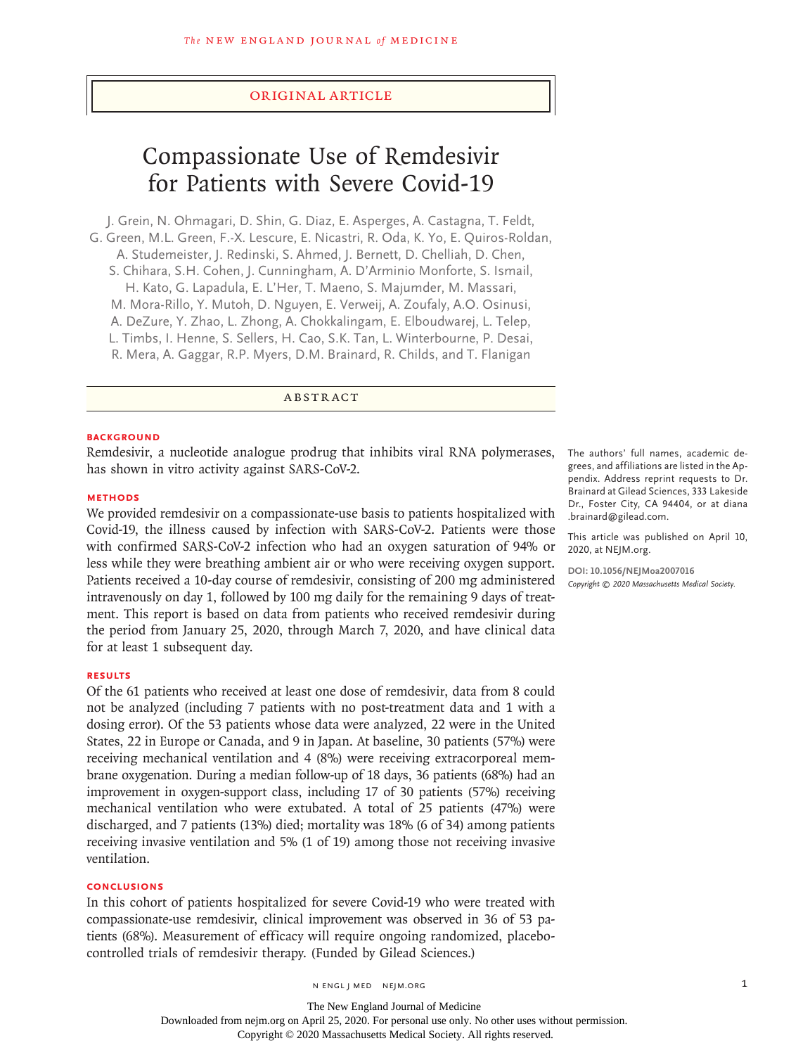ORIGINAL ARTICLE

# Compassionate Use of Remdesivir for Patients with Severe Covid-19

J. Grein, N. Ohmagari, D. Shin, G. Diaz, E. Asperges, A. Castagna, T. Feldt, G. Green, M.L. Green, F.-X. Lescure, E. Nicastri, R. Oda, K. Yo, E. Quiros-Roldan, A. Studemeister, J. Redinski, S. Ahmed, J. Bernett, D. Chelliah, D. Chen, S. Chihara, S.H. Cohen, J. Cunningham, A. D'Arminio Monforte, S. Ismail, H. Kato, G. Lapadula, E. L'Her, T. Maeno, S. Majumder, M. Massari, M. Mora-Rillo, Y. Mutoh, D. Nguyen, E. Verweij, A. Zoufaly, A.O. Osinusi, A. DeZure, Y. Zhao, L. Zhong, A. Chokkalingam, E. Elboudwarej, L. Telep, L. Timbs, I. Henne, S. Sellers, H. Cao, S.K. Tan, L. Winterbourne, P. Desai, R. Mera, A. Gaggar, R.P. Myers, D.M. Brainard, R. Childs, and T. Flanigan

## ABSTRACT

### BACKGROUND

Remdesivir, a nucleotide analogue prodrug that inhibits viral RNA polymerases, has shown in vitro activity against SARS-CoV-2.

### METHODS

We provided remdesivir on a compassionate-use basis to patients hospitalized with Covid-19, the illness caused by infection with SARS-CoV-2. Patients were those with confirmed SARS-CoV-2 infection who had an oxygen saturation of 94% or less while they were breathing ambient air or who were receiving oxygen support. Patients received a 10-day course of remdesivir, consisting of 200 mg administered intravenously on day 1, followed by 100 mg daily for the remaining 9 days of treatment. This report is based on data from patients who received remdesivir during the period from January 25, 2020, through March 7, 2020, and have clinical data for at least 1 subsequent day.

### RESULTS

Of the 61 patients who received at least one dose of remdesivir, data from 8 could not be analyzed (including 7 patients with no post-treatment data and 1 with a dosing error). Of the 53 patients whose data were analyzed, 22 were in the United States, 22 in Europe or Canada, and 9 in Japan. At baseline, 30 patients (57%) were receiving mechanical ventilation and 4 (8%) were receiving extracorporeal membrane oxygenation. During a median follow-up of 18 days, 36 patients (68%) had an improvement in oxygen-support class, including 17 of 30 patients (57%) receiving mechanical ventilation who were extubated. A total of 25 patients (47%) were discharged, and 7 patients (13%) died; mortality was 18% (6 of 34) among patients receiving invasive ventilation and 5% (1 of 19) among those not receiving invasive ventilation.

### CONCLUSIONS

In this cohort of patients hospitalized for severe Covid-19 who were treated with compassionate-use remdesivir, clinical improvement was observed in 36 of 53 patients (68%). Measurement of efficacy will require ongoing randomized, placebo-controlled trials of remdesivir therapy. (Funded by Gilead Sciences.)

The authors' full names, academic degrees, and affiliations are listed in the Appendix. Address reprint requests to Dr. Brainard at Gilead Sciences, 333 Lakeside Dr., Foster City, CA 94404, or at diana.brainard@gilead.com.

This article was published on April 10, 2020, at NEJM.org.

DOI: 10.1056/NEJMoa2007016
Copyright © 2020 Massachusetts Medical Society.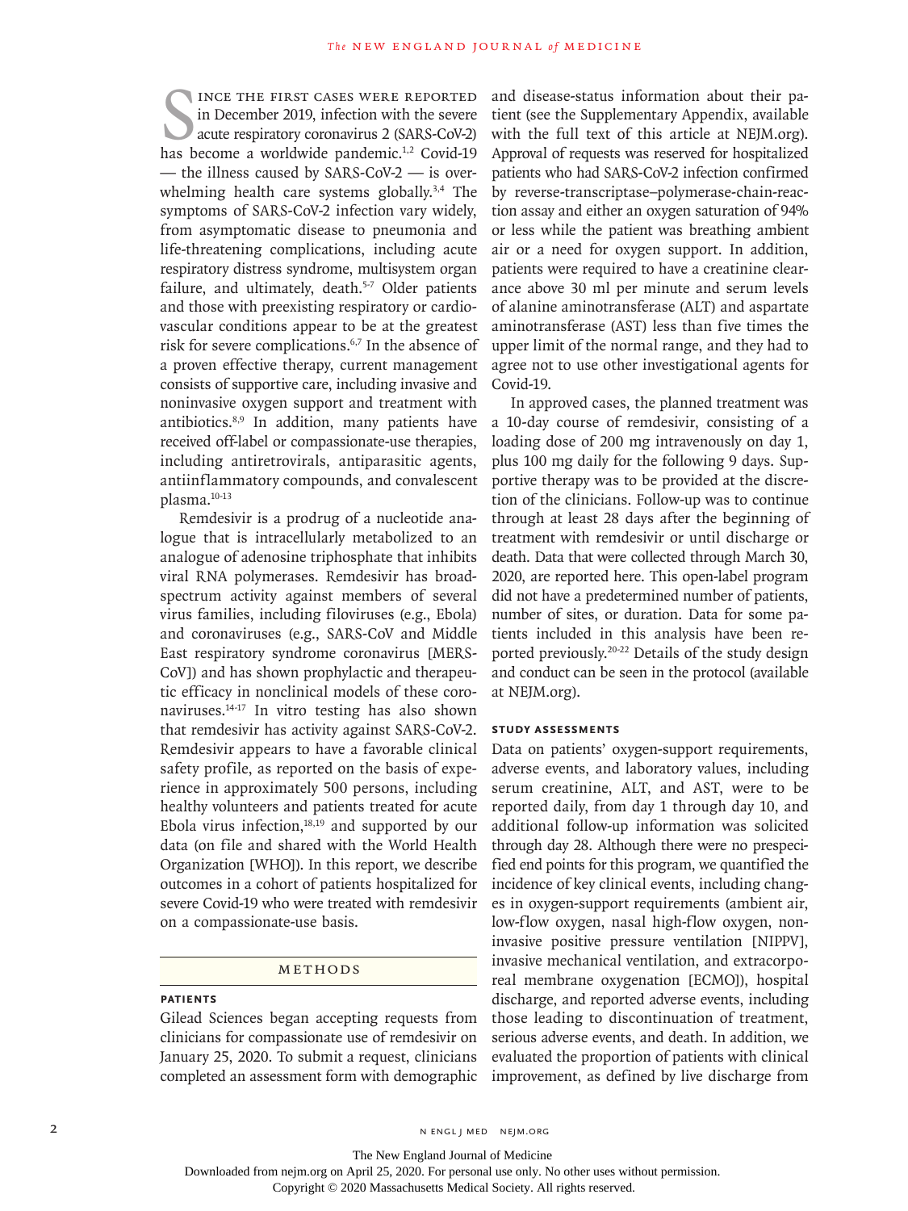Since the first cases were reported in December 2019, infection with the severe acute respiratory coronavirus 2 (SARS-CoV-2) has become a worldwide pandemic.[1,2] Covid-19 — the illness caused by SARS-CoV-2 — is overwhelming health care systems globally.[3,4] The symptoms of SARS-CoV-2 infection vary widely, from asymptomatic disease to pneumonia and life-threatening complications, including acute respiratory distress syndrome, multisystem organ failure, and ultimately, death.[5-7] Older patients and those with preexisting respiratory or cardiovascular conditions appear to be at the greatest risk for severe complications.[6,7] In the absence of a proven effective therapy, current management consists of supportive care, including invasive and noninvasive oxygen support and treatment with antibiotics.[8,9] In addition, many patients have received off-label or compassionate-use therapies, including antiretrovirals, antiparasitic agents, antiinflammatory compounds, and convalescent plasma.[10-13]

Remdesivir is a prodrug of a nucleotide analogue that is intracellularly metabolized to an analogue of adenosine triphosphate that inhibits viral RNA polymerases. Remdesivir has broad-spectrum activity against members of several virus families, including filoviruses (e.g., Ebola) and coronaviruses (e.g., SARS-CoV and Middle East respiratory syndrome coronavirus [MERS-CoV]) and has shown prophylactic and therapeutic efficacy in nonclinical models of these coronaviruses.[14-17] In vitro testing has also shown that remdesivir has activity against SARS-CoV-2. Remdesivir appears to have a favorable clinical safety profile, as reported on the basis of experience in approximately 500 persons, including healthy volunteers and patients treated for acute Ebola virus infection,[18,19] and supported by our data (on file and shared with the World Health Organization [WHO]). In this report, we describe outcomes in a cohort of patients hospitalized for severe Covid-19 who were treated with remdesivir on a compassionate-use basis.

## Methods

### Patients

Gilead Sciences began accepting requests from clinicians for compassionate use of remdesivir on January 25, 2020. To submit a request, clinicians completed an assessment form with demographic and disease-status information about their patient (see the Supplementary Appendix, available with the full text of this article at NEJM.org). Approval of requests was reserved for hospitalized patients who had SARS-CoV-2 infection confirmed by reverse-transcriptase–polymerase-chain-reaction assay and either an oxygen saturation of 94% or less while the patient was breathing ambient air or a need for oxygen support. In addition, patients were required to have a creatinine clearance above 30 ml per minute and serum levels of alanine aminotransferase (ALT) and aspartate aminotransferase (AST) less than five times the upper limit of the normal range, and they had to agree not to use other investigational agents for Covid-19.

In approved cases, the planned treatment was a 10-day course of remdesivir, consisting of a loading dose of 200 mg intravenously on day 1, plus 100 mg daily for the following 9 days. Supportive therapy was to be provided at the discretion of the clinicians. Follow-up was to continue through at least 28 days after the beginning of treatment with remdesivir or until discharge or death. Data that were collected through March 30, 2020, are reported here. This open-label program did not have a predetermined number of patients, number of sites, or duration. Data for some patients included in this analysis have been reported previously.[20-22] Details of the study design and conduct can be seen in the protocol (available at NEJM.org).

### Study Assessments

Data on patients' oxygen-support requirements, adverse events, and laboratory values, including serum creatinine, ALT, and AST, were to be reported daily, from day 1 through day 10, and additional follow-up information was solicited through day 28. Although there were no prespecified end points for this program, we quantified the incidence of key clinical events, including changes in oxygen-support requirements (ambient air, low-flow oxygen, nasal high-flow oxygen, noninvasive positive pressure ventilation [NIPPV], invasive mechanical ventilation, and extracorporeal membrane oxygenation [ECMO]), hospital discharge, and reported adverse events, including those leading to discontinuation of treatment, serious adverse events, and death. In addition, we evaluated the proportion of patients with clinical improvement, as defined by live discharge from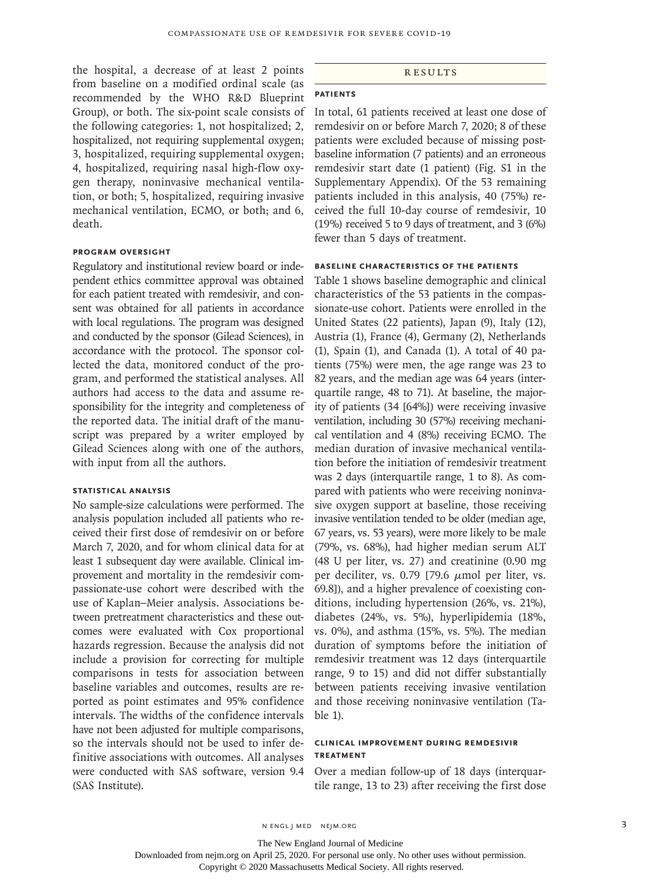the hospital, a decrease of at least 2 points from baseline on a modified ordinal scale (as recommended by the WHO R&D Blueprint Group), or both. The six-point scale consists of the following categories: 1, not hospitalized; 2, hospitalized, not requiring supplemental oxygen; 3, hospitalized, requiring supplemental oxygen; 4, hospitalized, requiring nasal high-flow oxygen therapy, noninvasive mechanical ventilation, or both; 5, hospitalized, requiring invasive mechanical ventilation, ECMO, or both; and 6, death.

### Program Oversight

Regulatory and institutional review board or independent ethics committee approval was obtained for each patient treated with remdesivir, and consent was obtained for all patients in accordance with local regulations. The program was designed and conducted by the sponsor (Gilead Sciences), in accordance with the protocol. The sponsor collected the data, monitored conduct of the program, and performed the statistical analyses. All authors had access to the data and assume responsibility for the integrity and completeness of the reported data. The initial draft of the manuscript was prepared by a writer employed by Gilead Sciences along with one of the authors, with input from all the authors.

### Statistical Analysis

No sample-size calculations were performed. The analysis population included all patients who received their first dose of remdesivir on or before March 7, 2020, and for whom clinical data for at least 1 subsequent day were available. Clinical improvement and mortality in the remdesivir compassionate-use cohort were described with the use of Kaplan–Meier analysis. Associations between pretreatment characteristics and these outcomes were evaluated with Cox proportional hazards regression. Because the analysis did not include a provision for correcting for multiple comparisons in tests for association between baseline variables and outcomes, results are reported as point estimates and 95% confidence intervals. The widths of the confidence intervals have not been adjusted for multiple comparisons, so the intervals should not be used to infer definitive associations with outcomes. All analyses were conducted with SAS software, version 9.4 (SAS Institute).

## Results

### Patients

In total, 61 patients received at least one dose of remdesivir on or before March 7, 2020; 8 of these patients were excluded because of missing postbaseline information (7 patients) and an erroneous remdesivir start date (1 patient) (Fig. S1 in the Supplementary Appendix). Of the 53 remaining patients included in this analysis, 40 (75%) received the full 10-day course of remdesivir, 10 (19%) received 5 to 9 days of treatment, and 3 (6%) fewer than 5 days of treatment.

### Baseline Characteristics of the Patients

Table 1 shows baseline demographic and clinical characteristics of the 53 patients in the compassionate-use cohort. Patients were enrolled in the United States (22 patients), Japan (9), Italy (12), Austria (1), France (4), Germany (2), Netherlands (1), Spain (1), and Canada (1). A total of 40 patients (75%) were men, the age range was 23 to 82 years, and the median age was 64 years (interquartile range, 48 to 71). At baseline, the majority of patients (34 [64%]) were receiving invasive ventilation, including 30 (57%) receiving mechanical ventilation and 4 (8%) receiving ECMO. The median duration of invasive mechanical ventilation before the initiation of remdesivir treatment was 2 days (interquartile range, 1 to 8). As compared with patients who were receiving noninvasive oxygen support at baseline, those receiving invasive ventilation tended to be older (median age, 67 years, vs. 53 years), were more likely to be male (79%, vs. 68%), had higher median serum ALT (48 U per liter, vs. 27) and creatinine (0.90 mg per deciliter, vs. 0.79 [79.6 $\mu$mol per liter, vs. 69.8]), and a higher prevalence of coexisting conditions, including hypertension (26%, vs. 21%), diabetes (24%, vs. 5%), hyperlipidemia (18%, vs. 0%), and asthma (15%, vs. 5%). The median duration of symptoms before the initiation of remdesivir treatment was 12 days (interquartile range, 9 to 15) and did not differ substantially between patients receiving invasive ventilation and those receiving noninvasive ventilation (Table 1).

### Clinical Improvement during Remdesivir Treatment

Over a median follow-up of 18 days (interquartile range, 13 to 23) after receiving the first dose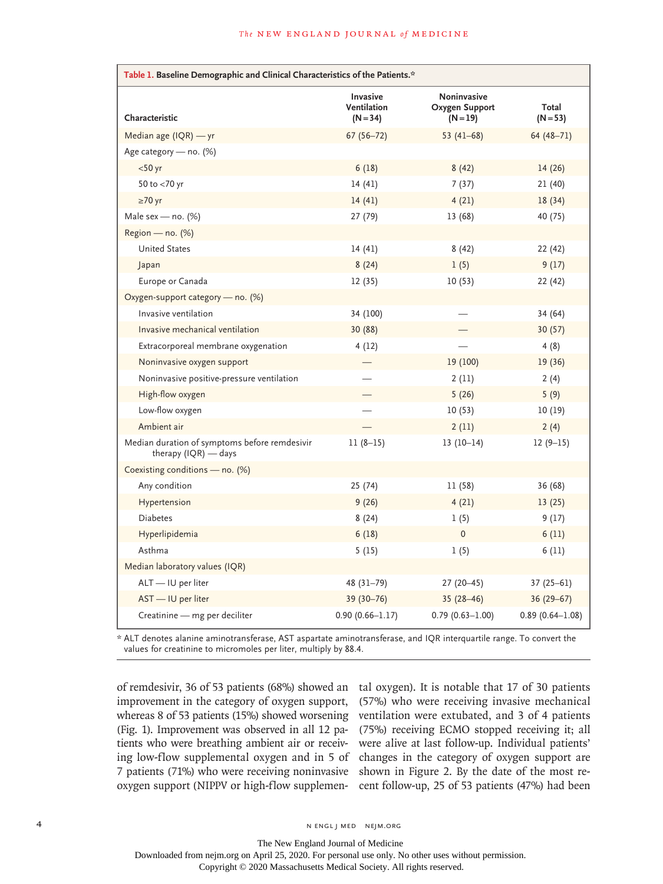**Table 1. Baseline Demographic and Clinical Characteristics of the Patients.***

| Characteristic | Invasive Ventilation (N=34) | Noninvasive Oxygen Support (N=19) | Total (N=53) |
|---|---|---|---|
| Median age (IQR) — yr | 67 (56–72) | 53 (41–68) | 64 (48–71) |
| Age category — no. (%) | | | |
| <50 yr | 6 (18) | 8 (42) | 14 (26) |
| 50 to <70 yr | 14 (41) | 7 (37) | 21 (40) |
| ≥70 yr | 14 (41) | 4 (21) | 18 (34) |
| Male sex — no. (%) | 27 (79) | 13 (68) | 40 (75) |
| Region — no. (%) | | | |
| United States | 14 (41) | 8 (42) | 22 (42) |
| Japan | 8 (24) | 1 (5) | 9 (17) |
| Europe or Canada | 12 (35) | 10 (53) | 22 (42) |
| Oxygen-support category — no. (%) | | | |
| Invasive ventilation | 34 (100) | — | 34 (64) |
| Invasive mechanical ventilation | 30 (88) | — | 30 (57) |
| Extracorporeal membrane oxygenation | 4 (12) | — | 4 (8) |
| Noninvasive oxygen support | — | 19 (100) | 19 (36) |
| Noninvasive positive-pressure ventilation | — | 2 (11) | 2 (4) |
| High-flow oxygen | — | 5 (26) | 5 (9) |
| Low-flow oxygen | — | 10 (53) | 10 (19) |
| Ambient air | — | 2 (11) | 2 (4) |
| Median duration of symptoms before remdesivir therapy (IQR) — days | 11 (8–15) | 13 (10–14) | 12 (9–15) |
| Coexisting conditions — no. (%) | | | |
| Any condition | 25 (74) | 11 (58) | 36 (68) |
| Hypertension | 9 (26) | 4 (21) | 13 (25) |
| Diabetes | 8 (24) | 1 (5) | 9 (17) |
| Hyperlipidemia | 6 (18) | 0 | 6 (11) |
| Asthma | 5 (15) | 1 (5) | 6 (11) |
| Median laboratory values (IQR) | | | |
| ALT — IU per liter | 48 (31–79) | 27 (20–45) | 37 (25–61) |
| AST — IU per liter | 39 (30–76) | 35 (28–46) | 36 (29–67) |
| Creatinine — mg per deciliter | 0.90 (0.66–1.17) | 0.79 (0.63–1.00) | 0.89 (0.64–1.08) |

* ALT denotes alanine aminotransferase, AST aspartate aminotransferase, and IQR interquartile range. To convert the values for creatinine to micromoles per liter, multiply by 88.4.

of remdesivir, 36 of 53 patients (68%) showed an improvement in the category of oxygen support, whereas 8 of 53 patients (15%) showed worsening (Fig. 1). Improvement was observed in all 12 patients who were breathing ambient air or receiving low-flow supplemental oxygen and in 5 of 7 patients (71%) who were receiving noninvasive oxygen support (NIPPV or high-flow supplemental oxygen). It is notable that 17 of 30 patients (57%) who were receiving invasive mechanical ventilation were extubated, and 3 of 4 patients (75%) receiving ECMO stopped receiving it; all were alive at last follow-up. Individual patients' changes in the category of oxygen support are shown in Figure 2. By the date of the most recent follow-up, 25 of 53 patients (47%) had been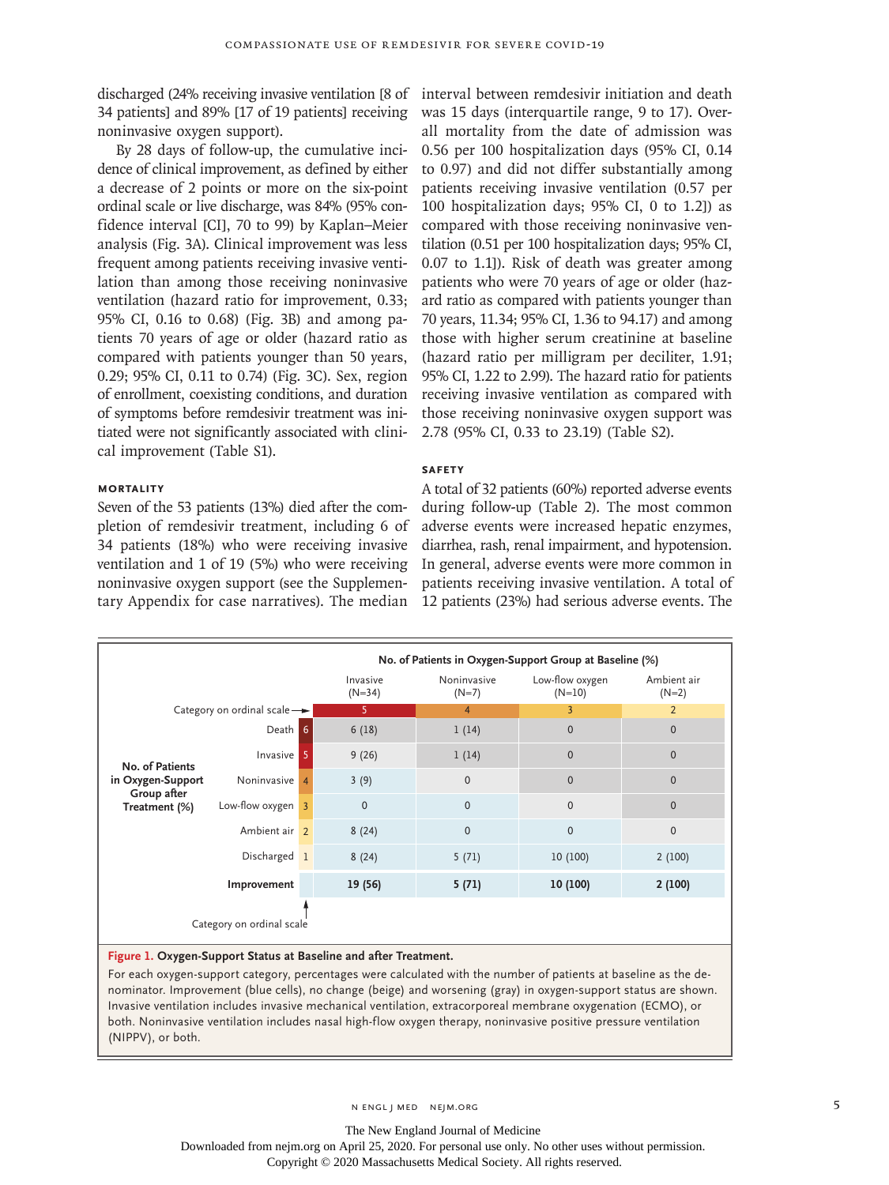discharged (24% receiving invasive ventilation [8 of 34 patients] and 89% [17 of 19 patients] receiving noninvasive oxygen support).

By 28 days of follow-up, the cumulative incidence of clinical improvement, as defined by either a decrease of 2 points or more on the six-point ordinal scale or live discharge, was 84% (95% confidence interval [CI], 70 to 99) by Kaplan–Meier analysis (Fig. 3A). Clinical improvement was less frequent among patients receiving invasive ventilation than among those receiving noninvasive ventilation (hazard ratio for improvement, 0.33; 95% CI, 0.16 to 0.68) (Fig. 3B) and among patients 70 years of age or older (hazard ratio as compared with patients younger than 50 years, 0.29; 95% CI, 0.11 to 0.74) (Fig. 3C). Sex, region of enrollment, coexisting conditions, and duration of symptoms before remdesivir treatment was initiated were not significantly associated with clinical improvement (Table S1).

### MORTALITY

Seven of the 53 patients (13%) died after the completion of remdesivir treatment, including 6 of 34 patients (18%) who were receiving invasive ventilation and 1 of 19 (5%) who were receiving noninvasive oxygen support (see the Supplementary Appendix for case narratives). The median interval between remdesivir initiation and death was 15 days (interquartile range, 9 to 17). Overall mortality from the date of admission was 0.56 per 100 hospitalization days (95% CI, 0.14 to 0.97) and did not differ substantially among patients receiving invasive ventilation (0.57 per 100 hospitalization days; 95% CI, 0 to 1.2]) as compared with those receiving noninvasive ventilation (0.51 per 100 hospitalization days; 95% CI, 0.07 to 1.1]). Risk of death was greater among patients who were 70 years of age or older (hazard ratio as compared with patients younger than 70 years, 11.34; 95% CI, 1.36 to 94.17) and among those with higher serum creatinine at baseline (hazard ratio per milligram per deciliter, 1.91; 95% CI, 1.22 to 2.99). The hazard ratio for patients receiving invasive ventilation as compared with those receiving noninvasive oxygen support was 2.78 (95% CI, 0.33 to 23.19) (Table S2).

### SAFETY

A total of 32 patients (60%) reported adverse events during follow-up (Table 2). The most common adverse events were increased hepatic enzymes, diarrhea, rash, renal impairment, and hypotension. In general, adverse events were more common in patients receiving invasive ventilation. A total of 12 patients (23%) had serious adverse events. The

| No. of Patients in Oxygen-Support Group after Treatment (%) | Category on ordinal scale | Invasive (N=34) | Noninvasive (N=7) | Low-flow oxygen (N=10) | Ambient air (N=2) |
|---|---|---|---|---|---|
| Category on ordinal scale | | 5 | 4 | 3 | 2 |
| Death | 6 | 6 (18) | 1 (14) | 0 | 0 |
| Invasive | 5 | 9 (26) | 1 (14) | 0 | 0 |
| Noninvasive | 4 | 3 (9) | 0 | 0 | 0 |
| Low-flow oxygen | 3 | 0 | 0 | 0 | 0 |
| Ambient air | 2 | 8 (24) | 0 | 0 | 0 |
| Discharged | 1 | 8 (24) | 5 (71) | 10 (100) | 2 (100) |
| **Improvement** | | **19 (56)** | **5 (71)** | **10 (100)** | **2 (100)** |

Column header: No. of Patients in Oxygen-Support Group at Baseline (%)

**Figure 1. Oxygen-Support Status at Baseline and after Treatment.**

For each oxygen-support category, percentages were calculated with the number of patients at baseline as the denominator. Improvement (blue cells), no change (beige) and worsening (gray) in oxygen-support status are shown. Invasive ventilation includes invasive mechanical ventilation, extracorporeal membrane oxygenation (ECMO), or both. Noninvasive ventilation includes nasal high-flow oxygen therapy, noninvasive positive pressure ventilation (NIPPV), or both.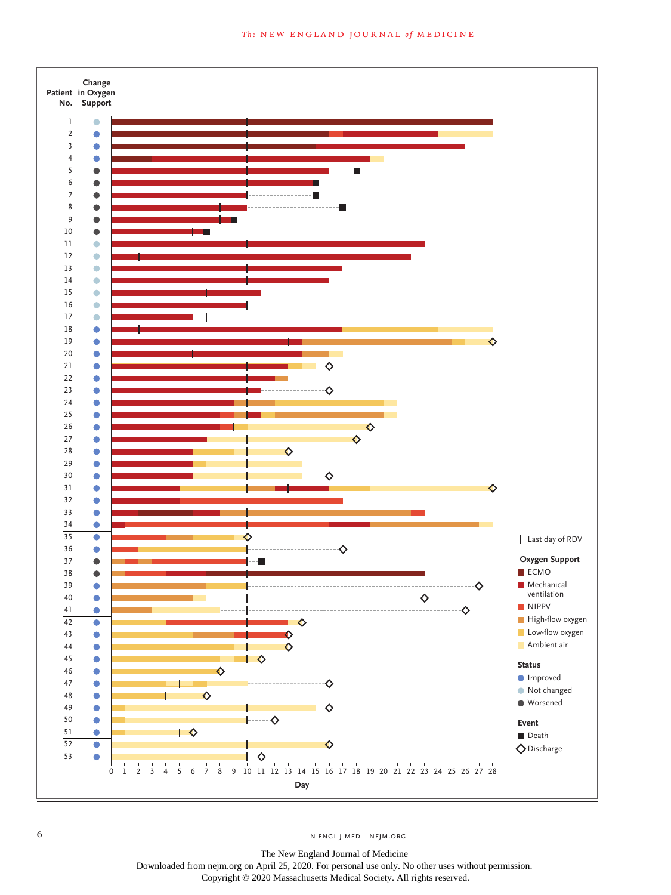| Patient No. | Change in Oxygen Support |
|---|---|
| 1 | Not changed |
| 2 | Improved |
| 3 | Improved |
| 4 | Improved |
| 5 | Worsened |
| 6 | Worsened |
| 7 | Worsened |
| 8 | Worsened |
| 9 | Worsened |
| 10 | Worsened |
| 11 | Not changed |
| 12 | Not changed |
| 13 | Not changed |
| 14 | Not changed |
| 15 | Not changed |
| 16 | Not changed |
| 17 | Not changed |
| 18 | Improved |
| 19 | Improved |
| 20 | Improved |
| 21 | Improved |
| 22 | Improved |
| 23 | Improved |
| 24 | Improved |
| 25 | Improved |
| 26 | Improved |
| 27 | Improved |
| 28 | Improved |
| 29 | Improved |
| 30 | Improved |
| 31 | Improved |
| 32 | Improved |
| 33 | Improved |
| 34 | Improved |
| 35 | Improved |
| 36 | Improved |
| 37 | Worsened |
| 38 | Worsened |
| 39 | Improved |
| 40 | Improved |
| 41 | Improved |
| 42 | Improved |
| 43 | Improved |
| 44 | Improved |
| 45 | Improved |
| 46 | Improved |
| 47 | Improved |
| 48 | Improved |
| 49 | Improved |
| 50 | Improved |
| 51 | Improved |
| 52 | Improved |
| 53 | Improved |

Day: 0 1 2 3 4 5 6 7 8 9 10 11 12 13 14 15 16 17 18 19 20 21 22 23 24 25 26 27 28

| Last day of RDV

**Oxygen Support**
- ECMO
- Mechanical ventilation
- NIPPV
- High-flow oxygen
- Low-flow oxygen
- Ambient air

**Status**
- Improved
- Not changed
- Worsened

**Event**
- Death
- Discharge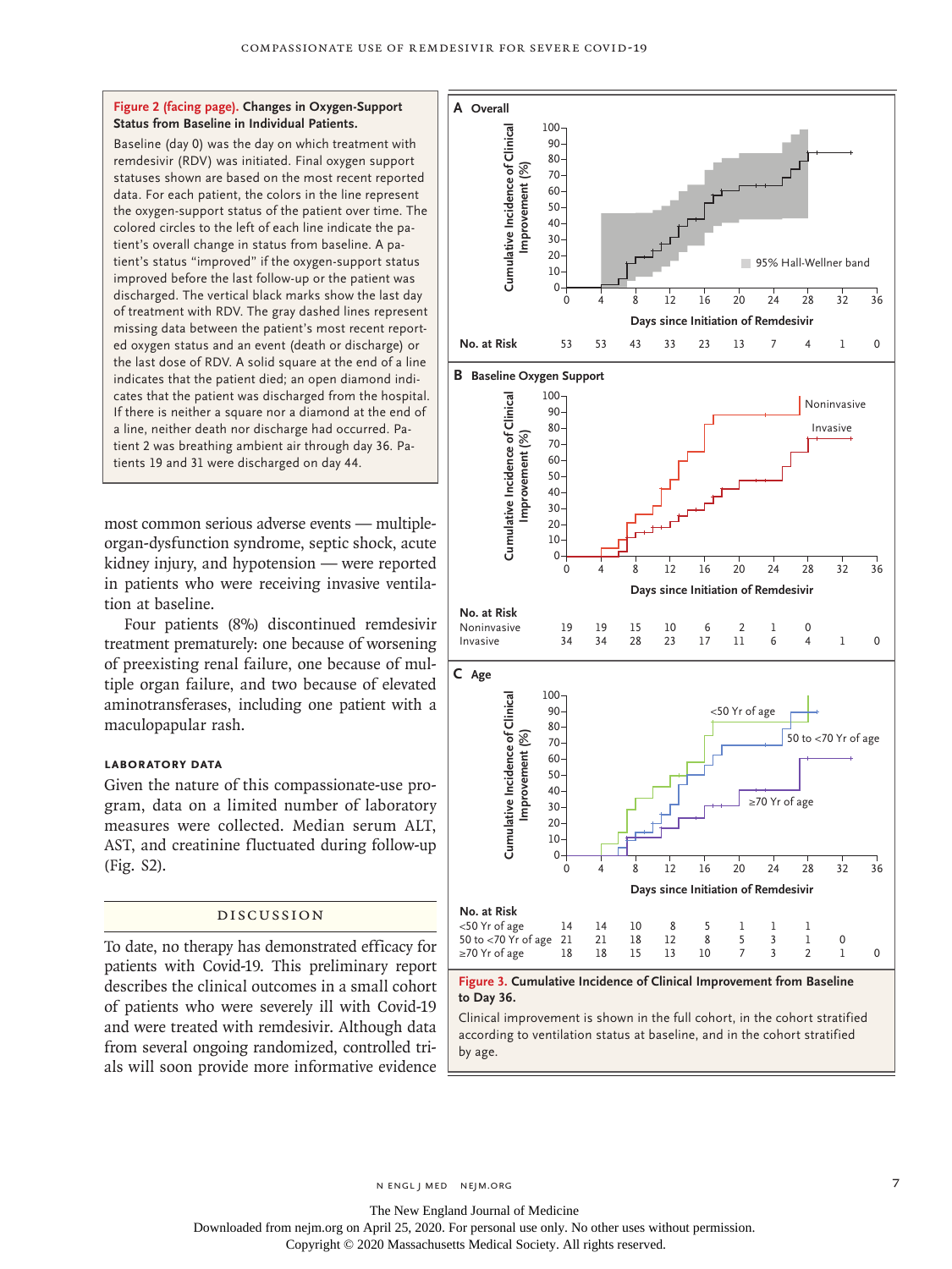**Figure 2 (facing page). Changes in Oxygen-Support Status from Baseline in Individual Patients.**

Baseline (day 0) was the day on which treatment with remdesivir (RDV) was initiated. Final oxygen support statuses shown are based on the most recent reported data. For each patient, the colors in the line represent the oxygen-support status of the patient over time. The colored circles to the left of each line indicate the patient's overall change in status from baseline. A patient's status "improved" if the oxygen-support status improved before the last follow-up or the patient was discharged. The vertical black marks show the last day of treatment with RDV. The gray dashed lines represent missing data between the patient's most recent reported oxygen status and an event (death or discharge) or the last dose of RDV. A solid square at the end of a line indicates that the patient died; an open diamond indicates that the patient was discharged from the hospital. If there is neither a square nor a diamond at the end of a line, neither death nor discharge had occurred. Patient 2 was breathing ambient air through day 36. Patients 19 and 31 were discharged on day 44.

most common serious adverse events — multiple-organ-dysfunction syndrome, septic shock, acute kidney injury, and hypotension — were reported in patients who were receiving invasive ventilation at baseline.

Four patients (8%) discontinued remdesivir treatment prematurely: one because of worsening of preexisting renal failure, one because of multiple organ failure, and two because of elevated aminotransferases, including one patient with a maculopapular rash.

### LABORATORY DATA

Given the nature of this compassionate-use program, data on a limited number of laboratory measures were collected. Median serum ALT, AST, and creatinine fluctuated during follow-up (Fig. S2).

## DISCUSSION

To date, no therapy has demonstrated efficacy for patients with Covid-19. This preliminary report describes the clinical outcomes in a small cohort of patients who were severely ill with Covid-19 and were treated with remdesivir. Although data from several ongoing randomized, controlled trials will soon provide more informative evidence

**A Overall**

| No. at Risk | 0 | 4 | 8 | 12 | 16 | 20 | 24 | 28 | 32 | 36 |
|---|---|---|---|---|---|---|---|---|---|---|
| | 53 | 53 | 43 | 33 | 23 | 13 | 7 | 4 | 1 | 0 |

**B Baseline Oxygen Support**

| No. at Risk | 0 | 4 | 8 | 12 | 16 | 20 | 24 | 28 | 32 | 36 |
|---|---|---|---|---|---|---|---|---|---|---|
| Noninvasive | 19 | 19 | 15 | 10 | 6 | 2 | 1 | 0 | | |
| Invasive | 34 | 34 | 28 | 23 | 17 | 11 | 6 | 4 | 1 | 0 |

**C Age**

| No. at Risk | 0 | 4 | 8 | 12 | 16 | 20 | 24 | 28 | 32 | 36 |
|---|---|---|---|---|---|---|---|---|---|---|
| <50 Yr of age | 14 | 14 | 10 | 8 | 5 | 1 | 1 | 1 | | |
| 50 to <70 Yr of age | 21 | 21 | 18 | 12 | 8 | 5 | 3 | 1 | 0 | |
| ≥70 Yr of age | 18 | 18 | 15 | 13 | 10 | 7 | 3 | 2 | 1 | 0 |

**Figure 3. Cumulative Incidence of Clinical Improvement from Baseline to Day 36.**

Clinical improvement is shown in the full cohort, in the cohort stratified according to ventilation status at baseline, and in the cohort stratified by age.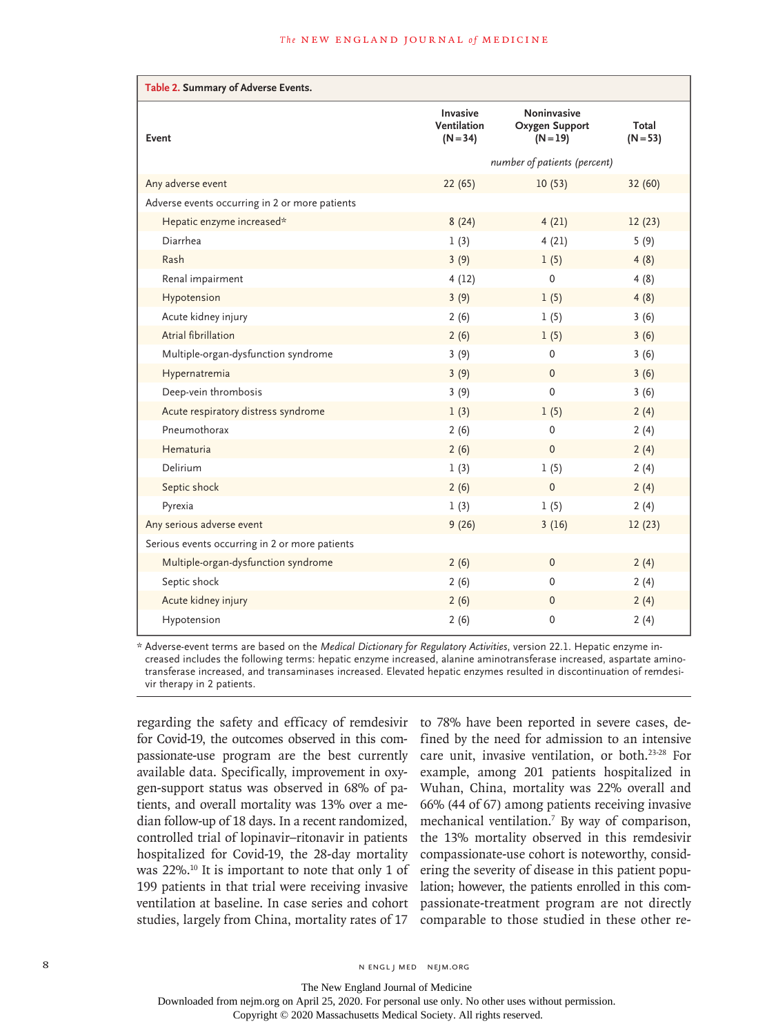**Table 2. Summary of Adverse Events.**

| Event | Invasive Ventilation (N=34) | Noninvasive Oxygen Support (N=19) | Total (N=53) |
|---|---|---|---|
| | *number of patients (percent)* | | |
| Any adverse event | 22 (65) | 10 (53) | 32 (60) |
| Adverse events occurring in 2 or more patients | | | |
| Hepatic enzyme increased* | 8 (24) | 4 (21) | 12 (23) |
| Diarrhea | 1 (3) | 4 (21) | 5 (9) |
| Rash | 3 (9) | 1 (5) | 4 (8) |
| Renal impairment | 4 (12) | 0 | 4 (8) |
| Hypotension | 3 (9) | 1 (5) | 4 (8) |
| Acute kidney injury | 2 (6) | 1 (5) | 3 (6) |
| Atrial fibrillation | 2 (6) | 1 (5) | 3 (6) |
| Multiple-organ-dysfunction syndrome | 3 (9) | 0 | 3 (6) |
| Hypernatremia | 3 (9) | 0 | 3 (6) |
| Deep-vein thrombosis | 3 (9) | 0 | 3 (6) |
| Acute respiratory distress syndrome | 1 (3) | 1 (5) | 2 (4) |
| Pneumothorax | 2 (6) | 0 | 2 (4) |
| Hematuria | 2 (6) | 0 | 2 (4) |
| Delirium | 1 (3) | 1 (5) | 2 (4) |
| Septic shock | 2 (6) | 0 | 2 (4) |
| Pyrexia | 1 (3) | 1 (5) | 2 (4) |
| Any serious adverse event | 9 (26) | 3 (16) | 12 (23) |
| Serious events occurring in 2 or more patients | | | |
| Multiple-organ-dysfunction syndrome | 2 (6) | 0 | 2 (4) |
| Septic shock | 2 (6) | 0 | 2 (4) |
| Acute kidney injury | 2 (6) | 0 | 2 (4) |
| Hypotension | 2 (6) | 0 | 2 (4) |

* Adverse-event terms are based on the *Medical Dictionary for Regulatory Activities*, version 22.1. Hepatic enzyme increased includes the following terms: hepatic enzyme increased, alanine aminotransferase increased, aspartate aminotransferase increased, and transaminases increased. Elevated hepatic enzymes resulted in discontinuation of remdesivir therapy in 2 patients.

regarding the safety and efficacy of remdesivir for Covid-19, the outcomes observed in this compassionate-use program are the best currently available data. Specifically, improvement in oxygen-support status was observed in 68% of patients, and overall mortality was 13% over a median follow-up of 18 days. In a recent randomized, controlled trial of lopinavir–ritonavir in patients hospitalized for Covid-19, the 28-day mortality was 22%.[10] It is important to note that only 1 of 199 patients in that trial were receiving invasive ventilation at baseline. In case series and cohort studies, largely from China, mortality rates of 17 to 78% have been reported in severe cases, defined by the need for admission to an intensive care unit, invasive ventilation, or both.[23-28] For example, among 201 patients hospitalized in Wuhan, China, mortality was 22% overall and 66% (44 of 67) among patients receiving invasive mechanical ventilation.[7] By way of comparison, the 13% mortality observed in this remdesivir compassionate-use cohort is noteworthy, considering the severity of disease in this patient population; however, the patients enrolled in this compassionate-treatment program are not directly comparable to those studied in these other re-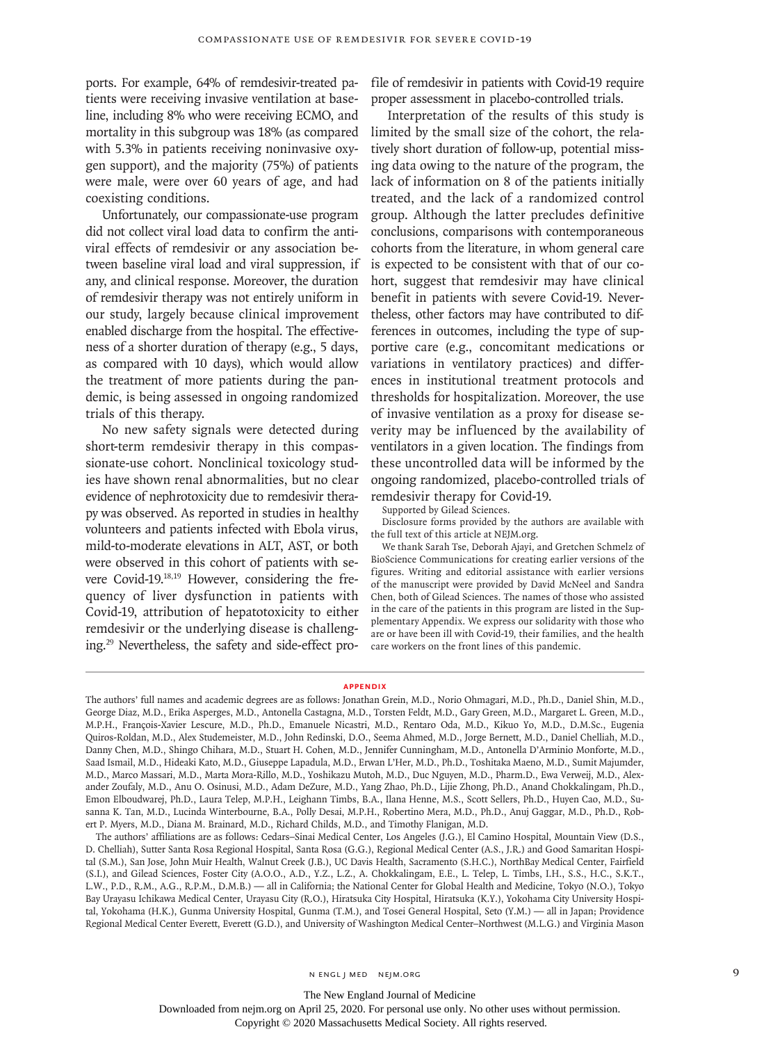ports. For example, 64% of remdesivir-treated patients were receiving invasive ventilation at baseline, including 8% who were receiving ECMO, and mortality in this subgroup was 18% (as compared with 5.3% in patients receiving noninvasive oxygen support), and the majority (75%) of patients were male, were over 60 years of age, and had coexisting conditions.

Unfortunately, our compassionate-use program did not collect viral load data to confirm the antiviral effects of remdesivir or any association between baseline viral load and viral suppression, if any, and clinical response. Moreover, the duration of remdesivir therapy was not entirely uniform in our study, largely because clinical improvement enabled discharge from the hospital. The effectiveness of a shorter duration of therapy (e.g., 5 days, as compared with 10 days), which would allow the treatment of more patients during the pandemic, is being assessed in ongoing randomized trials of this therapy.

No new safety signals were detected during short-term remdesivir therapy in this compassionate-use cohort. Nonclinical toxicology studies have shown renal abnormalities, but no clear evidence of nephrotoxicity due to remdesivir therapy was observed. As reported in studies in healthy volunteers and patients infected with Ebola virus, mild-to-moderate elevations in ALT, AST, or both were observed in this cohort of patients with severe Covid-19.[18,19] However, considering the frequency of liver dysfunction in patients with Covid-19, attribution of hepatotoxicity to either remdesivir or the underlying disease is challenging.[29] Nevertheless, the safety and side-effect profile of remdesivir in patients with Covid-19 require proper assessment in placebo-controlled trials.

Interpretation of the results of this study is limited by the small size of the cohort, the relatively short duration of follow-up, potential missing data owing to the nature of the program, the lack of information on 8 of the patients initially treated, and the lack of a randomized control group. Although the latter precludes definitive conclusions, comparisons with contemporaneous cohorts from the literature, in whom general care is expected to be consistent with that of our cohort, suggest that remdesivir may have clinical benefit in patients with severe Covid-19. Nevertheless, other factors may have contributed to differences in outcomes, including the type of supportive care (e.g., concomitant medications or variations in ventilatory practices) and differences in institutional treatment protocols and thresholds for hospitalization. Moreover, the use of invasive ventilation as a proxy for disease severity may be influenced by the availability of ventilators in a given location. The findings from these uncontrolled data will be informed by the ongoing randomized, placebo-controlled trials of remdesivir therapy for Covid-19.

Supported by Gilead Sciences.

Disclosure forms provided by the authors are available with the full text of this article at NEJM.org.

We thank Sarah Tse, Deborah Ajayi, and Gretchen Schmelz of BioScience Communications for creating earlier versions of the figures. Writing and editorial assistance with earlier versions of the manuscript were provided by David McNeel and Sandra Chen, both of Gilead Sciences. The names of those who assisted in the care of the patients in this program are listed in the Supplementary Appendix. We express our solidarity with those who are or have been ill with Covid-19, their families, and the health care workers on the front lines of this pandemic.

## APPENDIX

The authors' full names and academic degrees are as follows: Jonathan Grein, M.D., Norio Ohmagari, M.D., Ph.D., Daniel Shin, M.D., George Diaz, M.D., Erika Asperges, M.D., Antonella Castagna, M.D., Torsten Feldt, M.D., Gary Green, M.D., Margaret L. Green, M.D., M.P.H., François-Xavier Lescure, M.D., Ph.D., Emanuele Nicastri, M.D., Rentaro Oda, M.D., Kikuo Yo, M.D., D.M.Sc., Eugenia Quiros-Roldan, M.D., Alex Studemeister, M.D., John Redinski, D.O., Seema Ahmed, M.D., Jorge Bernett, M.D., Daniel Chelliah, M.D., Danny Chen, M.D., Shingo Chihara, M.D., Stuart H. Cohen, M.D., Jennifer Cunningham, M.D., Antonella D'Arminio Monforte, M.D., Saad Ismail, M.D., Hideaki Kato, M.D., Giuseppe Lapadula, M.D., Erwan L'Her, M.D., Ph.D., Toshitaka Maeno, M.D., Sumit Majumder, M.D., Marco Massari, M.D., Marta Mora-Rillo, M.D., Yoshikazu Mutoh, M.D., Duc Nguyen, M.D., Pharm.D., Ewa Verweij, M.D., Alexander Zoufaly, M.D., Anu O. Osinusi, M.D., Adam DeZure, M.D., Yang Zhao, Ph.D., Lijie Zhong, Ph.D., Anand Chokkalingam, Ph.D., Emon Elboudwarej, Ph.D., Laura Telep, M.P.H., Leighann Timbs, B.A., Ilana Henne, M.S., Scott Sellers, Ph.D., Huyen Cao, M.D., Susanna K. Tan, M.D., Lucinda Winterbourne, B.A., Polly Desai, M.P.H., Robertino Mera, M.D., Ph.D., Anuj Gaggar, M.D., Ph.D., Robert P. Myers, M.D., Diana M. Brainard, M.D., Richard Childs, M.D., and Timothy Flanigan, M.D.

The authors' affiliations are as follows: Cedars–Sinai Medical Center, Los Angeles (J.G.), El Camino Hospital, Mountain View (D.S., D. Chelliah), Sutter Santa Rosa Regional Hospital, Santa Rosa (G.G.), Regional Medical Center (A.S., J.R.) and Good Samaritan Hospital (S.M.), San Jose, John Muir Health, Walnut Creek (J.B.), UC Davis Health, Sacramento (S.H.C.), NorthBay Medical Center, Fairfield (S.I.), and Gilead Sciences, Foster City (A.O.O., A.D., Y.Z., L.Z., A. Chokkalingam, E.E., L. Telep, L. Timbs, I.H., S.S., H.C., S.K.T., L.W., P.D., R.M., A.G., R.P.M., D.M.B.) — all in California; the National Center for Global Health and Medicine, Tokyo (N.O.), Tokyo Bay Urayasu Ichikawa Medical Center, Urayasu City (R.O.), Hiratsuka City Hospital, Hiratsuka (K.Y.), Yokohama City University Hospital, Yokohama (H.K.), Gunma University Hospital, Gunma (T.M.), and Tosei General Hospital, Seto (Y.M.) — all in Japan; Providence Regional Medical Center Everett, Everett (G.D.), and University of Washington Medical Center–Northwest (M.L.G.) and Virginia Mason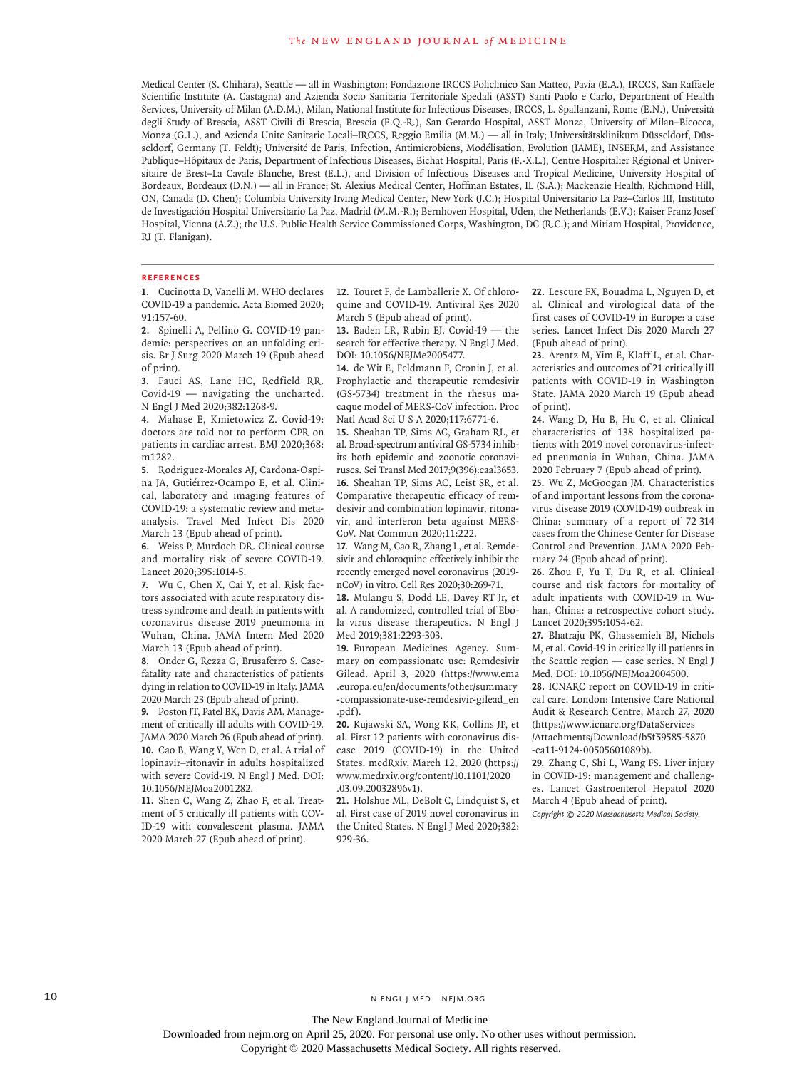Medical Center (S. Chihara), Seattle — all in Washington; Fondazione IRCCS Policlinico San Matteo, Pavia (E.A.), IRCCS, San Raffaele Scientific Institute (A. Castagna) and Azienda Socio Sanitaria Territoriale Spedali (ASST) Santi Paolo e Carlo, Department of Health Services, University of Milan (A.D.M.), Milan, National Institute for Infectious Diseases, IRCCS, L. Spallanzani, Rome (E.N.), Università degli Study of Brescia, ASST Civili di Brescia, Brescia (E.Q.-R.), San Gerardo Hospital, ASST Monza, University of Milan–Bicocca, Monza (G.L.), and Azienda Unite Sanitarie Locali–IRCCS, Reggio Emilia (M.M.) — all in Italy; Universitätsklinikum Düsseldorf, Düsseldorf, Germany (T. Feldt); Université de Paris, Infection, Antimicrobiens, Modélisation, Evolution (IAME), INSERM, and Assistance Publique–Hôpitaux de Paris, Department of Infectious Diseases, Bichat Hospital, Paris (F.-X.L.), Centre Hospitalier Régional et Universitaire de Brest–La Cavale Blanche, Brest (E.L.), and Division of Infectious Diseases and Tropical Medicine, University Hospital of Bordeaux, Bordeaux (D.N.) — all in France; St. Alexius Medical Center, Hoffman Estates, IL (S.A.); Mackenzie Health, Richmond Hill, ON, Canada (D. Chen); Columbia University Irving Medical Center, New York (J.C.); Hospital Universitario La Paz–Carlos III, Instituto de Investigación Hospital Universitario La Paz, Madrid (M.M.-R.); Bernhoven Hospital, Uden, the Netherlands (E.V.); Kaiser Franz Josef Hospital, Vienna (A.Z.); the U.S. Public Health Service Commissioned Corps, Washington, DC (R.C.); and Miriam Hospital, Providence, RI (T. Flanigan).

## References

1. Cucinotta D, Vanelli M. WHO declares COVID-19 a pandemic. Acta Biomed 2020; 91:157-60.
2. Spinelli A, Pellino G. COVID-19 pandemic: perspectives on an unfolding crisis. Br J Surg 2020 March 19 (Epub ahead of print).
3. Fauci AS, Lane HC, Redfield RR. Covid-19 — navigating the uncharted. N Engl J Med 2020;382:1268-9.
4. Mahase E, Kmietowicz Z. Covid-19: doctors are told not to perform CPR on patients in cardiac arrest. BMJ 2020;368: m1282.
5. Rodriguez-Morales AJ, Cardona-Ospina JA, Gutiérrez-Ocampo E, et al. Clinical, laboratory and imaging features of COVID-19: a systematic review and meta-analysis. Travel Med Infect Dis 2020 March 13 (Epub ahead of print).
6. Weiss P, Murdoch DR. Clinical course and mortality risk of severe COVID-19. Lancet 2020;395:1014-5.
7. Wu C, Chen X, Cai Y, et al. Risk factors associated with acute respiratory distress syndrome and death in patients with coronavirus disease 2019 pneumonia in Wuhan, China. JAMA Intern Med 2020 March 13 (Epub ahead of print).
8. Onder G, Rezza G, Brusaferro S. Case-fatality rate and characteristics of patients dying in relation to COVID-19 in Italy. JAMA 2020 March 23 (Epub ahead of print).
9. Poston JT, Patel BK, Davis AM. Management of critically ill adults with COVID-19. JAMA 2020 March 26 (Epub ahead of print).
10. Cao B, Wang Y, Wen D, et al. A trial of lopinavir–ritonavir in adults hospitalized with severe Covid-19. N Engl J Med. DOI: 10.1056/NEJMoa2001282.
11. Shen C, Wang Z, Zhao F, et al. Treatment of 5 critically ill patients with COVID-19 with convalescent plasma. JAMA 2020 March 27 (Epub ahead of print).
12. Touret F, de Lamballerie X. Of chloroquine and COVID-19. Antiviral Res 2020 March 5 (Epub ahead of print).
13. Baden LR, Rubin EJ. Covid-19 — the search for effective therapy. N Engl J Med. DOI: 10.1056/NEJMe2005477.
14. de Wit E, Feldmann F, Cronin J, et al. Prophylactic and therapeutic remdesivir (GS-5734) treatment in the rhesus macaque model of MERS-CoV infection. Proc Natl Acad Sci U S A 2020;117:6771-6.
15. Sheahan TP, Sims AC, Graham RL, et al. Broad-spectrum antiviral GS-5734 inhibits both epidemic and zoonotic coronaviruses. Sci Transl Med 2017;9(396):eaal3653.
16. Sheahan TP, Sims AC, Leist SR, et al. Comparative therapeutic efficacy of remdesivir and combination lopinavir, ritonavir, and interferon beta against MERS-CoV. Nat Commun 2020;11:222.
17. Wang M, Cao R, Zhang L, et al. Remdesivir and chloroquine effectively inhibit the recently emerged novel coronavirus (2019-nCoV) in vitro. Cell Res 2020;30:269-71.
18. Mulangu S, Dodd LE, Davey RT Jr, et al. A randomized, controlled trial of Ebola virus disease therapeutics. N Engl J Med 2019;381:2293-303.
19. European Medicines Agency. Summary on compassionate use: Remdesivir Gilead. April 3, 2020 (https://www.ema.europa.eu/en/documents/other/summary-compassionate-use-remdesivir-gilead_en.pdf).
20. Kujawski SA, Wong KK, Collins JP, et al. First 12 patients with coronavirus disease 2019 (COVID-19) in the United States. medRxiv, March 12, 2020 (https://www.medrxiv.org/content/10.1101/2020.03.09.20032896v1).
21. Holshue ML, DeBolt C, Lindquist S, et al. First case of 2019 novel coronavirus in the United States. N Engl J Med 2020;382: 929-36.
22. Lescure FX, Bouadma L, Nguyen D, et al. Clinical and virological data of the first cases of COVID-19 in Europe: a case series. Lancet Infect Dis 2020 March 27 (Epub ahead of print).
23. Arentz M, Yim E, Klaff L, et al. Characteristics and outcomes of 21 critically ill patients with COVID-19 in Washington State. JAMA 2020 March 19 (Epub ahead of print).
24. Wang D, Hu B, Hu C, et al. Clinical characteristics of 138 hospitalized patients with 2019 novel coronavirus-infected pneumonia in Wuhan, China. JAMA 2020 February 7 (Epub ahead of print).
25. Wu Z, McGoogan JM. Characteristics of and important lessons from the coronavirus disease 2019 (COVID-19) outbreak in China: summary of a report of 72 314 cases from the Chinese Center for Disease Control and Prevention. JAMA 2020 February 24 (Epub ahead of print).
26. Zhou F, Yu T, Du R, et al. Clinical course and risk factors for mortality of adult inpatients with COVID-19 in Wuhan, China: a retrospective cohort study. Lancet 2020;395:1054-62.
27. Bhatraju PK, Ghassemieh BJ, Nichols M, et al. Covid-19 in critically ill patients in the Seattle region — case series. N Engl J Med. DOI: 10.1056/NEJMoa2004500.
28. ICNARC report on COVID-19 in critical care. London: Intensive Care National Audit & Research Centre, March 27, 2020 (https://www.icnarc.org/DataServices/Attachments/Download/b5f59585-5870-ea11-9124-00505601089b).
29. Zhang C, Shi L, Wang FS. Liver injury in COVID-19: management and challenges. Lancet Gastroenterol Hepatol 2020 March 4 (Epub ahead of print).

*Copyright © 2020 Massachusetts Medical Society.*